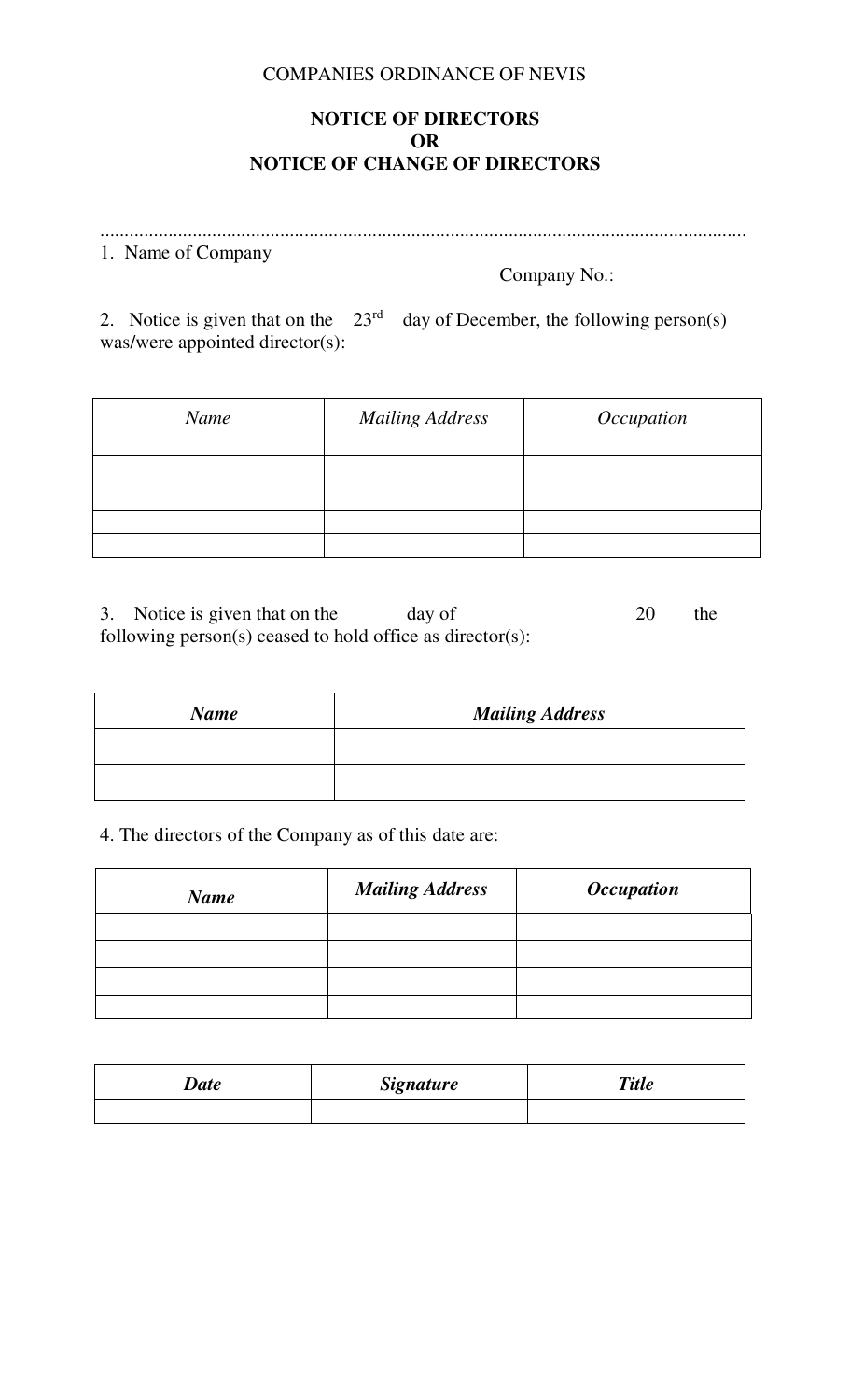COMPANIES ORDINANCE OF NEVIS

**NOTICE OF DIRECTORS**
**OR**
**NOTICE OF CHANGE OF DIRECTORS**

.....................................................................................................................................

1. Name of Company

Company No.:

2. Notice is given that on the 23rd day of December, the following person(s) was/were appointed director(s):

| *Name* | *Mailing Address* | *Occupation* |
|---|---|---|
| | | |
| | | |
| | | |
| | | |

3. Notice is given that on the day of 20 the following person(s) ceased to hold office as director(s):

| ***Name*** | ***Mailing Address*** |
|---|---|
| | |
| | |

4. The directors of the Company as of this date are:

| ***Name*** | ***Mailing Address*** | ***Occupation*** |
|---|---|---|
| | | |
| | | |
| | | |
| | | |

| ***Date*** | ***Signature*** | ***Title*** |
|---|---|---|
| | | |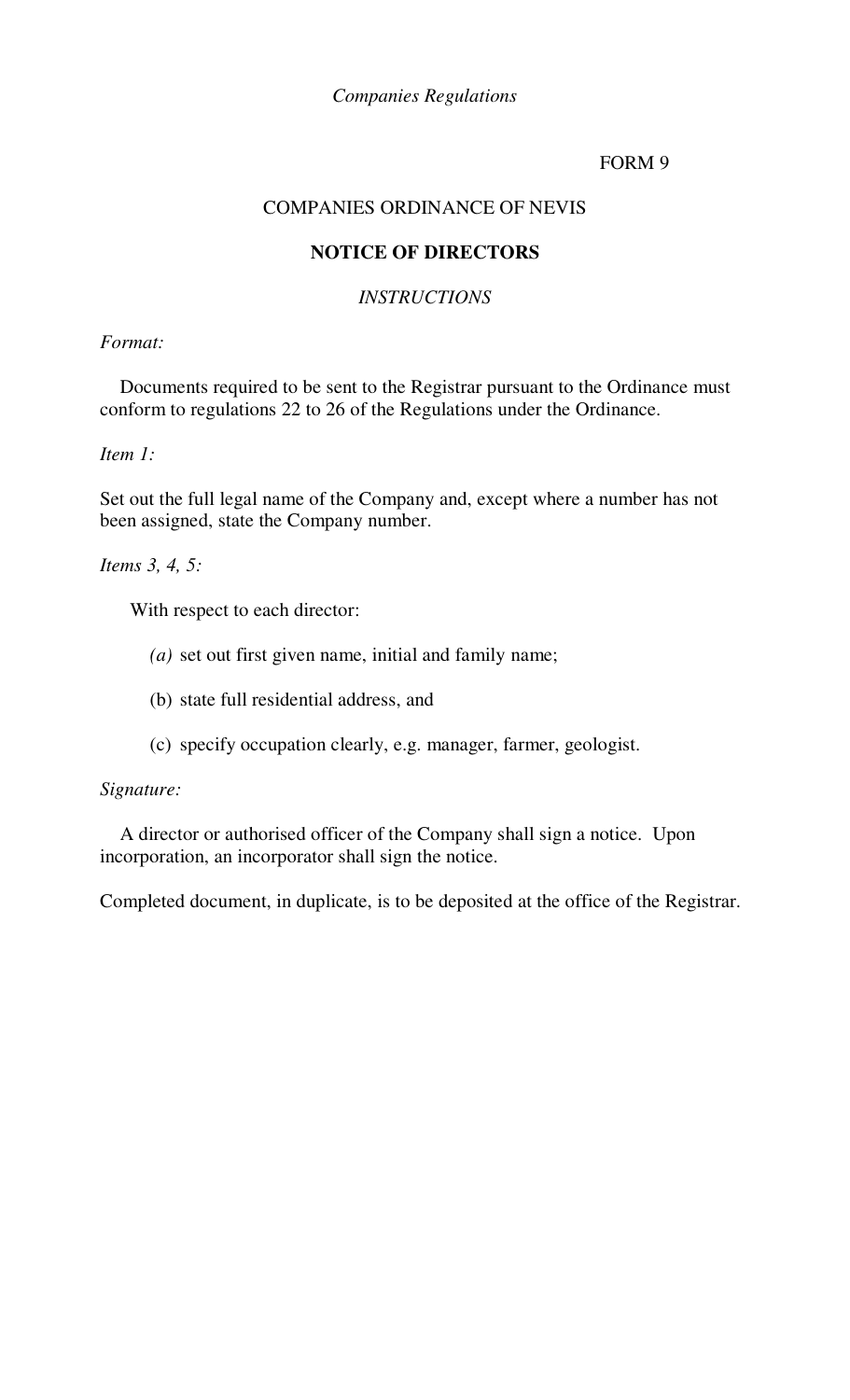FORM 9

## COMPANIES ORDINANCE OF NEVIS

## NOTICE OF DIRECTORS

*INSTRUCTIONS*

*Format:*

Documents required to be sent to the Registrar pursuant to the Ordinance must conform to regulations 22 to 26 of the Regulations under the Ordinance.

*Item 1:*

Set out the full legal name of the Company and, except where a number has not been assigned, state the Company number.

*Items 3, 4, 5:*

With respect to each director:

*(a)* set out first given name, initial and family name;

(b) state full residential address, and

(c) specify occupation clearly, e.g. manager, farmer, geologist.

*Signature:*

A director or authorised officer of the Company shall sign a notice. Upon incorporation, an incorporator shall sign the notice.

Completed document, in duplicate, is to be deposited at the office of the Registrar.